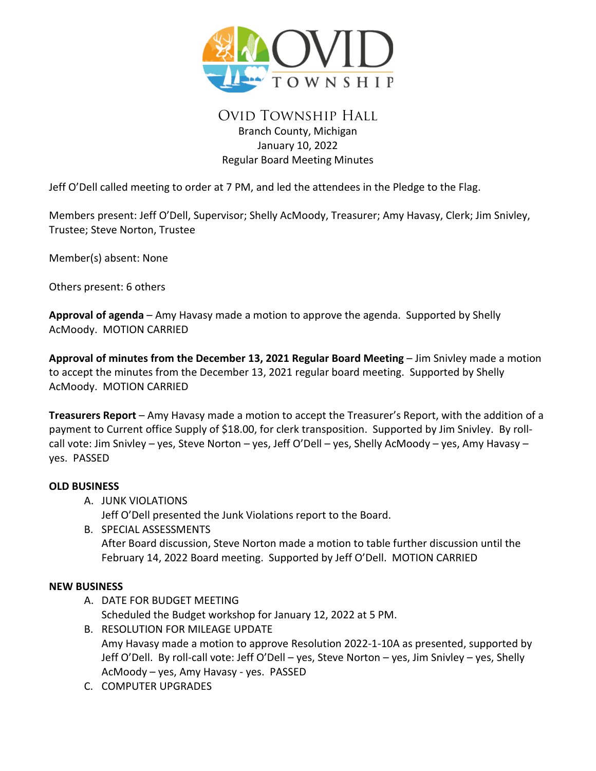# Ovid Township Hall

Branch County, Michigan
January 10, 2022
Regular Board Meeting Minutes

Jeff O'Dell called meeting to order at 7 PM, and led the attendees in the Pledge to the Flag.

Members present: Jeff O'Dell, Supervisor; Shelly AcMoody, Treasurer; Amy Havasy, Clerk; Jim Snivley, Trustee; Steve Norton, Trustee

Member(s) absent: None

Others present: 6 others

**Approval of agenda** – Amy Havasy made a motion to approve the agenda. Supported by Shelly AcMoody. MOTION CARRIED

**Approval of minutes from the December 13, 2021 Regular Board Meeting** – Jim Snivley made a motion to accept the minutes from the December 13, 2021 regular board meeting. Supported by Shelly AcMoody. MOTION CARRIED

**Treasurers Report** – Amy Havasy made a motion to accept the Treasurer's Report, with the addition of a payment to Current office Supply of $18.00, for clerk transposition. Supported by Jim Snivley. By roll-call vote: Jim Snivley – yes, Steve Norton – yes, Jeff O'Dell – yes, Shelly AcMoody – yes, Amy Havasy – yes. PASSED

**OLD BUSINESS**

A. JUNK VIOLATIONS
   Jeff O'Dell presented the Junk Violations report to the Board.
B. SPECIAL ASSESSMENTS
   After Board discussion, Steve Norton made a motion to table further discussion until the February 14, 2022 Board meeting. Supported by Jeff O'Dell. MOTION CARRIED

**NEW BUSINESS**

A. DATE FOR BUDGET MEETING
   Scheduled the Budget workshop for January 12, 2022 at 5 PM.
B. RESOLUTION FOR MILEAGE UPDATE
   Amy Havasy made a motion to approve Resolution 2022-1-10A as presented, supported by Jeff O'Dell. By roll-call vote: Jeff O'Dell – yes, Steve Norton – yes, Jim Snivley – yes, Shelly AcMoody – yes, Amy Havasy - yes. PASSED
C. COMPUTER UPGRADES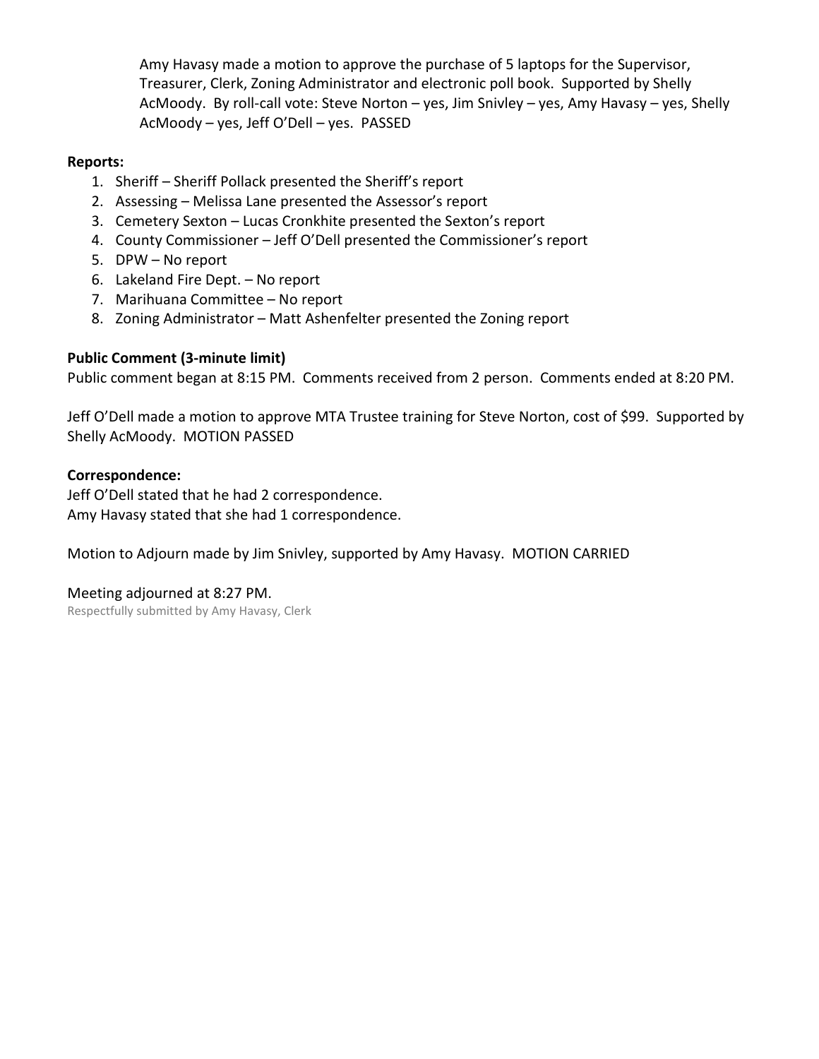Amy Havasy made a motion to approve the purchase of 5 laptops for the Supervisor, Treasurer, Clerk, Zoning Administrator and electronic poll book. Supported by Shelly AcMoody. By roll-call vote: Steve Norton – yes, Jim Snivley – yes, Amy Havasy – yes, Shelly AcMoody – yes, Jeff O'Dell – yes. PASSED

**Reports:**

1. Sheriff – Sheriff Pollack presented the Sheriff's report
2. Assessing – Melissa Lane presented the Assessor's report
3. Cemetery Sexton – Lucas Cronkhite presented the Sexton's report
4. County Commissioner – Jeff O'Dell presented the Commissioner's report
5. DPW – No report
6. Lakeland Fire Dept. – No report
7. Marihuana Committee – No report
8. Zoning Administrator – Matt Ashenfelter presented the Zoning report

**Public Comment (3-minute limit)**

Public comment began at 8:15 PM. Comments received from 2 person. Comments ended at 8:20 PM.

Jeff O'Dell made a motion to approve MTA Trustee training for Steve Norton, cost of $99. Supported by Shelly AcMoody. MOTION PASSED

**Correspondence:**

Jeff O'Dell stated that he had 2 correspondence.
Amy Havasy stated that she had 1 correspondence.

Motion to Adjourn made by Jim Snivley, supported by Amy Havasy. MOTION CARRIED

Meeting adjourned at 8:27 PM.

Respectfully submitted by Amy Havasy, Clerk